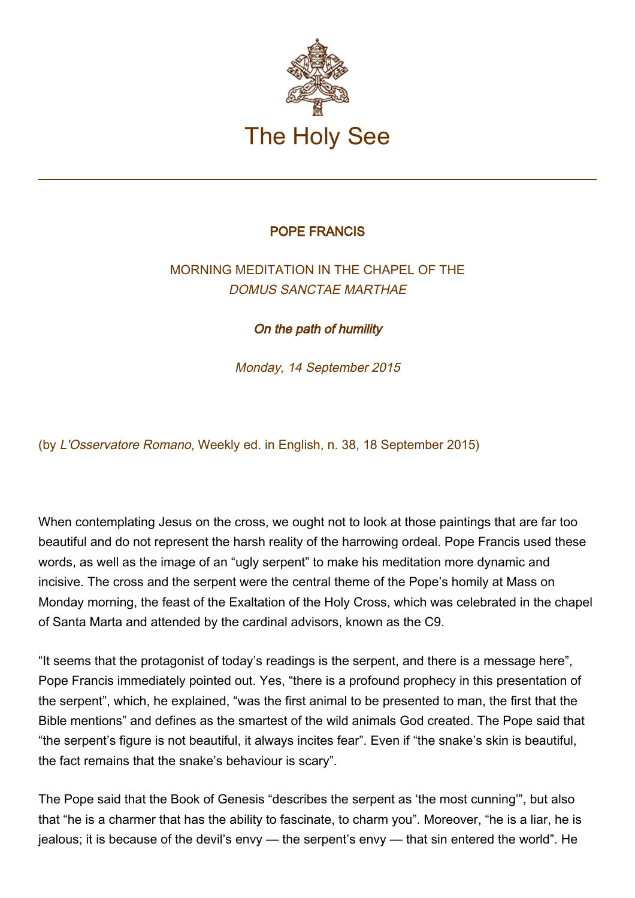# The Holy See

## POPE FRANCIS

### MORNING MEDITATION IN THE CHAPEL OF THE *DOMUS SANCTAE MARTHAE*

### *On the path of humility*

*Monday, 14 September 2015*

(by *L'Osservatore Romano*, Weekly ed. in English, n. 38, 18 September 2015)

When contemplating Jesus on the cross, we ought not to look at those paintings that are far too beautiful and do not represent the harsh reality of the harrowing ordeal. Pope Francis used these words, as well as the image of an "ugly serpent" to make his meditation more dynamic and incisive. The cross and the serpent were the central theme of the Pope's homily at Mass on Monday morning, the feast of the Exaltation of the Holy Cross, which was celebrated in the chapel of Santa Marta and attended by the cardinal advisors, known as the C9.

"It seems that the protagonist of today's readings is the serpent, and there is a message here", Pope Francis immediately pointed out. Yes, "there is a profound prophecy in this presentation of the serpent", which, he explained, "was the first animal to be presented to man, the first that the Bible mentions" and defines as the smartest of the wild animals God created. The Pope said that "the serpent's figure is not beautiful, it always incites fear". Even if "the snake's skin is beautiful, the fact remains that the snake's behaviour is scary".

The Pope said that the Book of Genesis "describes the serpent as 'the most cunning'", but also that "he is a charmer that has the ability to fascinate, to charm you". Moreover, "he is a liar, he is jealous; it is because of the devil's envy — the serpent's envy — that sin entered the world". He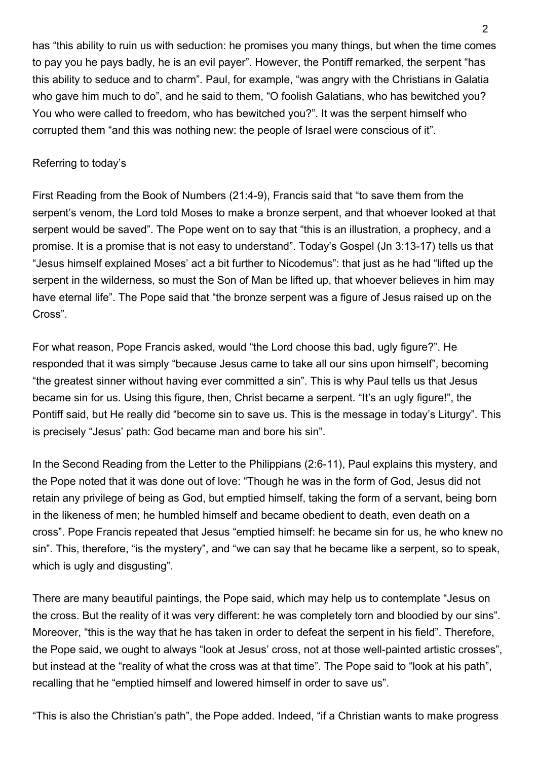has "this ability to ruin us with seduction: he promises you many things, but when the time comes to pay you he pays badly, he is an evil payer". However, the Pontiff remarked, the serpent "has this ability to seduce and to charm". Paul, for example, "was angry with the Christians in Galatia who gave him much to do", and he said to them, "O foolish Galatians, who has bewitched you? You who were called to freedom, who has bewitched you?". It was the serpent himself who corrupted them "and this was nothing new: the people of Israel were conscious of it".

Referring to today's

First Reading from the Book of Numbers (21:4-9), Francis said that "to save them from the serpent's venom, the Lord told Moses to make a bronze serpent, and that whoever looked at that serpent would be saved". The Pope went on to say that "this is an illustration, a prophecy, and a promise. It is a promise that is not easy to understand". Today's Gospel (Jn 3:13-17) tells us that "Jesus himself explained Moses' act a bit further to Nicodemus": that just as he had "lifted up the serpent in the wilderness, so must the Son of Man be lifted up, that whoever believes in him may have eternal life". The Pope said that "the bronze serpent was a figure of Jesus raised up on the Cross".

For what reason, Pope Francis asked, would "the Lord choose this bad, ugly figure?". He responded that it was simply "because Jesus came to take all our sins upon himself", becoming "the greatest sinner without having ever committed a sin". This is why Paul tells us that Jesus became sin for us. Using this figure, then, Christ became a serpent. "It's an ugly figure!", the Pontiff said, but He really did "become sin to save us. This is the message in today's Liturgy". This is precisely "Jesus' path: God became man and bore his sin".

In the Second Reading from the Letter to the Philippians (2:6-11), Paul explains this mystery, and the Pope noted that it was done out of love: "Though he was in the form of God, Jesus did not retain any privilege of being as God, but emptied himself, taking the form of a servant, being born in the likeness of men; he humbled himself and became obedient to death, even death on a cross". Pope Francis repeated that Jesus "emptied himself: he became sin for us, he who knew no sin". This, therefore, "is the mystery", and "we can say that he became like a serpent, so to speak, which is ugly and disgusting".

There are many beautiful paintings, the Pope said, which may help us to contemplate "Jesus on the cross. But the reality of it was very different: he was completely torn and bloodied by our sins". Moreover, "this is the way that he has taken in order to defeat the serpent in his field". Therefore, the Pope said, we ought to always "look at Jesus' cross, not at those well-painted artistic crosses", but instead at the "reality of what the cross was at that time". The Pope said to "look at his path", recalling that he "emptied himself and lowered himself in order to save us".

"This is also the Christian's path", the Pope added. Indeed, "if a Christian wants to make progress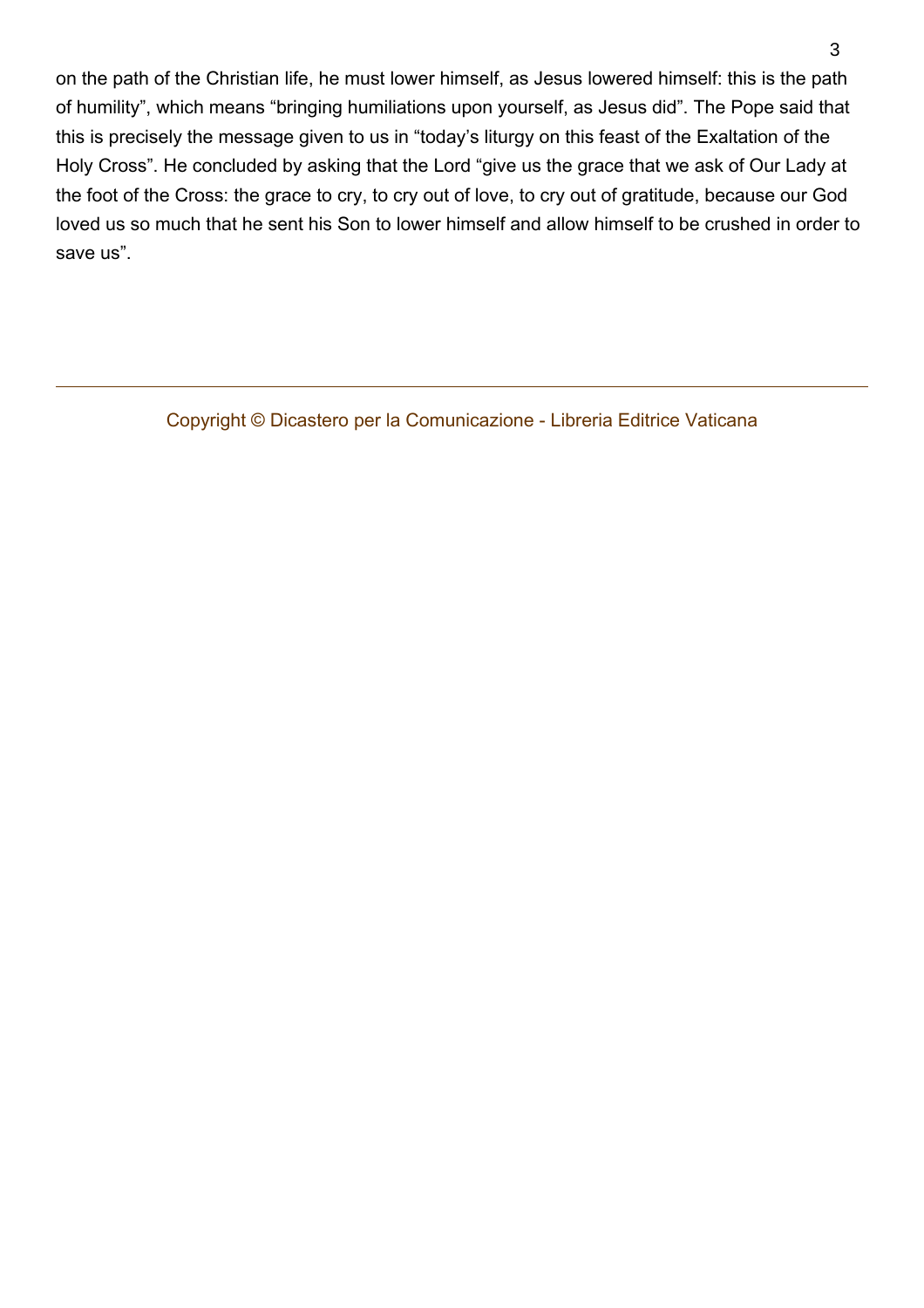on the path of the Christian life, he must lower himself, as Jesus lowered himself: this is the path of humility", which means "bringing humiliations upon yourself, as Jesus did". The Pope said that this is precisely the message given to us in "today's liturgy on this feast of the Exaltation of the Holy Cross". He concluded by asking that the Lord "give us the grace that we ask of Our Lady at the foot of the Cross: the grace to cry, to cry out of love, to cry out of gratitude, because our God loved us so much that he sent his Son to lower himself and allow himself to be crushed in order to save us".

---

Copyright © Dicastero per la Comunicazione - Libreria Editrice Vaticana